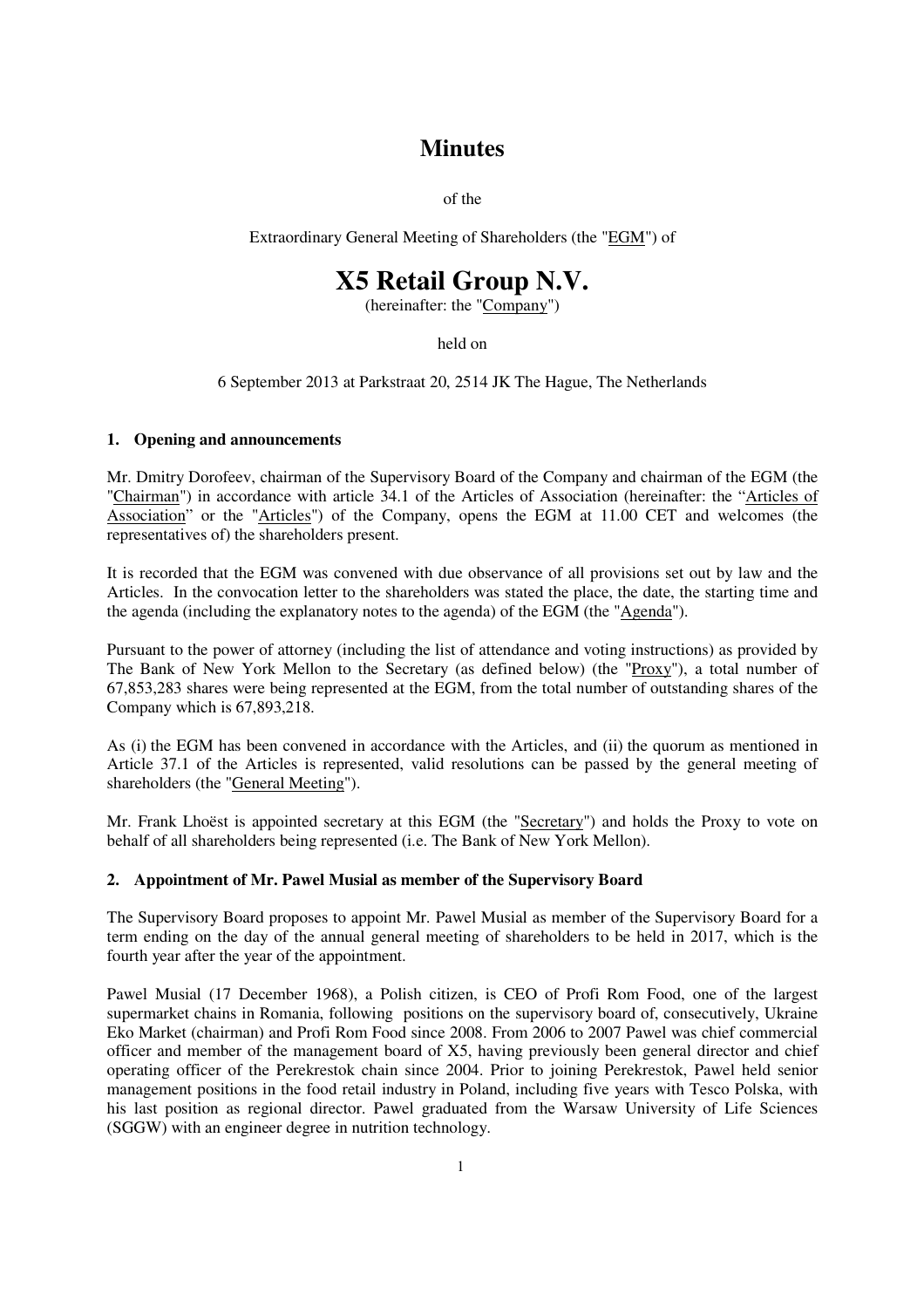# Minutes

of the

Extraordinary General Meeting of Shareholders (the "EGM") of

# X5 Retail Group N.V.

(hereinafter: the "Company")

held on

6 September 2013 at Parkstraat 20, 2514 JK The Hague, The Netherlands

## 1. Opening and announcements

Mr. Dmitry Dorofeev, chairman of the Supervisory Board of the Company and chairman of the EGM (the "Chairman") in accordance with article 34.1 of the Articles of Association (hereinafter: the "Articles of Association" or the "Articles") of the Company, opens the EGM at 11.00 CET and welcomes (the representatives of) the shareholders present.

It is recorded that the EGM was convened with due observance of all provisions set out by law and the Articles. In the convocation letter to the shareholders was stated the place, the date, the starting time and the agenda (including the explanatory notes to the agenda) of the EGM (the "Agenda").

Pursuant to the power of attorney (including the list of attendance and voting instructions) as provided by The Bank of New York Mellon to the Secretary (as defined below) (the "Proxy"), a total number of 67,853,283 shares were being represented at the EGM, from the total number of outstanding shares of the Company which is 67,893,218.

As (i) the EGM has been convened in accordance with the Articles, and (ii) the quorum as mentioned in Article 37.1 of the Articles is represented, valid resolutions can be passed by the general meeting of shareholders (the "General Meeting").

Mr. Frank Lhoëst is appointed secretary at this EGM (the "Secretary") and holds the Proxy to vote on behalf of all shareholders being represented (i.e. The Bank of New York Mellon).

## 2. Appointment of Mr. Pawel Musial as member of the Supervisory Board

The Supervisory Board proposes to appoint Mr. Pawel Musial as member of the Supervisory Board for a term ending on the day of the annual general meeting of shareholders to be held in 2017, which is the fourth year after the year of the appointment.

Pawel Musial (17 December 1968), a Polish citizen, is CEO of Profi Rom Food, one of the largest supermarket chains in Romania, following positions on the supervisory board of, consecutively, Ukraine Eko Market (chairman) and Profi Rom Food since 2008. From 2006 to 2007 Pawel was chief commercial officer and member of the management board of X5, having previously been general director and chief operating officer of the Perekrestok chain since 2004. Prior to joining Perekrestok, Pawel held senior management positions in the food retail industry in Poland, including five years with Tesco Polska, with his last position as regional director. Pawel graduated from the Warsaw University of Life Sciences (SGGW) with an engineer degree in nutrition technology.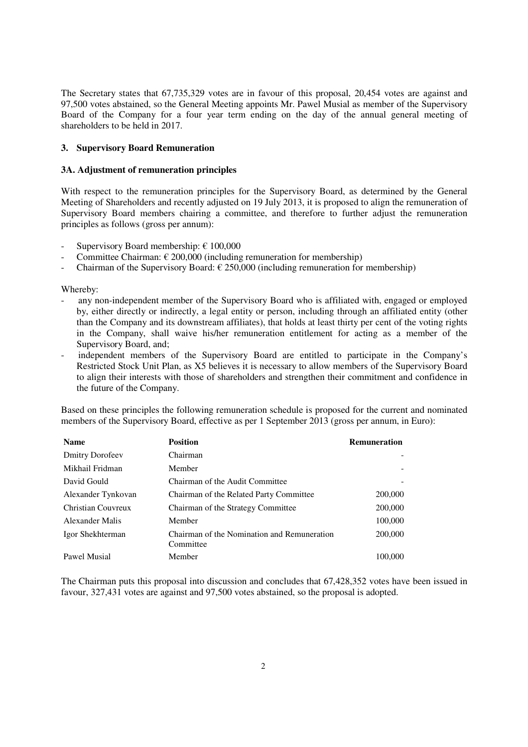The Secretary states that 67,735,329 votes are in favour of this proposal, 20,454 votes are against and 97,500 votes abstained, so the General Meeting appoints Mr. Pawel Musial as member of the Supervisory Board of the Company for a four year term ending on the day of the annual general meeting of shareholders to be held in 2017.

### 3. Supervisory Board Remuneration

#### 3A. Adjustment of remuneration principles

With respect to the remuneration principles for the Supervisory Board, as determined by the General Meeting of Shareholders and recently adjusted on 19 July 2013, it is proposed to align the remuneration of Supervisory Board members chairing a committee, and therefore to further adjust the remuneration principles as follows (gross per annum):

- Supervisory Board membership: € 100,000
- Committee Chairman: € 200,000 (including remuneration for membership)
- Chairman of the Supervisory Board: € 250,000 (including remuneration for membership)

Whereby:

- any non-independent member of the Supervisory Board who is affiliated with, engaged or employed by, either directly or indirectly, a legal entity or person, including through an affiliated entity (other than the Company and its downstream affiliates), that holds at least thirty per cent of the voting rights in the Company, shall waive his/her remuneration entitlement for acting as a member of the Supervisory Board, and;
- independent members of the Supervisory Board are entitled to participate in the Company's Restricted Stock Unit Plan, as X5 believes it is necessary to allow members of the Supervisory Board to align their interests with those of shareholders and strengthen their commitment and confidence in the future of the Company.

Based on these principles the following remuneration schedule is proposed for the current and nominated members of the Supervisory Board, effective as per 1 September 2013 (gross per annum, in Euro):

| Name | Position | Remuneration |
|---|---|---|
| Dmitry Dorofeev | Chairman | - |
| Mikhail Fridman | Member | - |
| David Gould | Chairman of the Audit Committee | - |
| Alexander Tynkovan | Chairman of the Related Party Committee | 200,000 |
| Christian Couvreux | Chairman of the Strategy Committee | 200,000 |
| Alexander Malis | Member | 100,000 |
| Igor Shekhterman | Chairman of the Nomination and Remuneration Committee | 200,000 |
| Pawel Musial | Member | 100,000 |

The Chairman puts this proposal into discussion and concludes that 67,428,352 votes have been issued in favour, 327,431 votes are against and 97,500 votes abstained, so the proposal is adopted.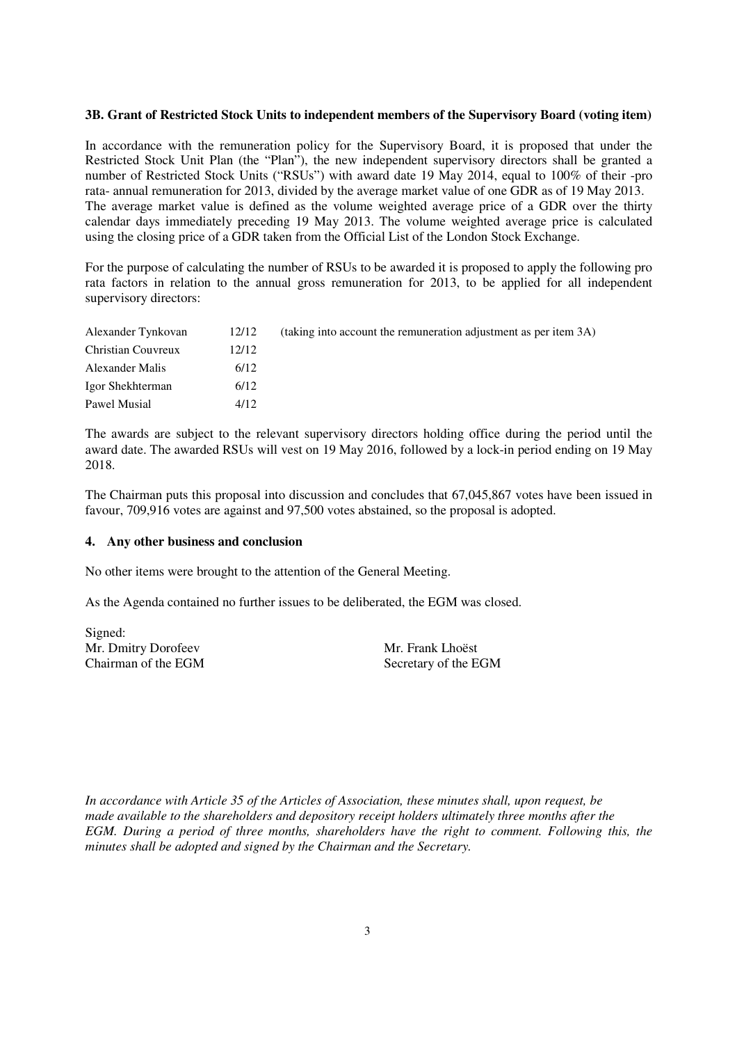### 3B. Grant of Restricted Stock Units to independent members of the Supervisory Board (voting item)

In accordance with the remuneration policy for the Supervisory Board, it is proposed that under the Restricted Stock Unit Plan (the "Plan"), the new independent supervisory directors shall be granted a number of Restricted Stock Units ("RSUs") with award date 19 May 2014, equal to 100% of their -pro rata- annual remuneration for 2013, divided by the average market value of one GDR as of 19 May 2013. The average market value is defined as the volume weighted average price of a GDR over the thirty calendar days immediately preceding 19 May 2013. The volume weighted average price is calculated using the closing price of a GDR taken from the Official List of the London Stock Exchange.

For the purpose of calculating the number of RSUs to be awarded it is proposed to apply the following pro rata factors in relation to the annual gross remuneration for 2013, to be applied for all independent supervisory directors:

| | | |
|---|---|---|
| Alexander Tynkovan | 12/12 | (taking into account the remuneration adjustment as per item 3A) |
| Christian Couvreux | 12/12 | |
| Alexander Malis | 6/12 | |
| Igor Shekhterman | 6/12 | |
| Pawel Musial | 4/12 | |

The awards are subject to the relevant supervisory directors holding office during the period until the award date. The awarded RSUs will vest on 19 May 2016, followed by a lock-in period ending on 19 May 2018.

The Chairman puts this proposal into discussion and concludes that 67,045,867 votes have been issued in favour, 709,916 votes are against and 97,500 votes abstained, so the proposal is adopted.

### 4. Any other business and conclusion

No other items were brought to the attention of the General Meeting.

As the Agenda contained no further issues to be deliberated, the EGM was closed.

Signed:

Mr. Dmitry Dorofeev
Chairman of the EGM

Mr. Frank Lhoëst
Secretary of the EGM

*In accordance with Article 35 of the Articles of Association, these minutes shall, upon request, be made available to the shareholders and depository receipt holders ultimately three months after the EGM. During a period of three months, shareholders have the right to comment. Following this, the minutes shall be adopted and signed by the Chairman and the Secretary.*